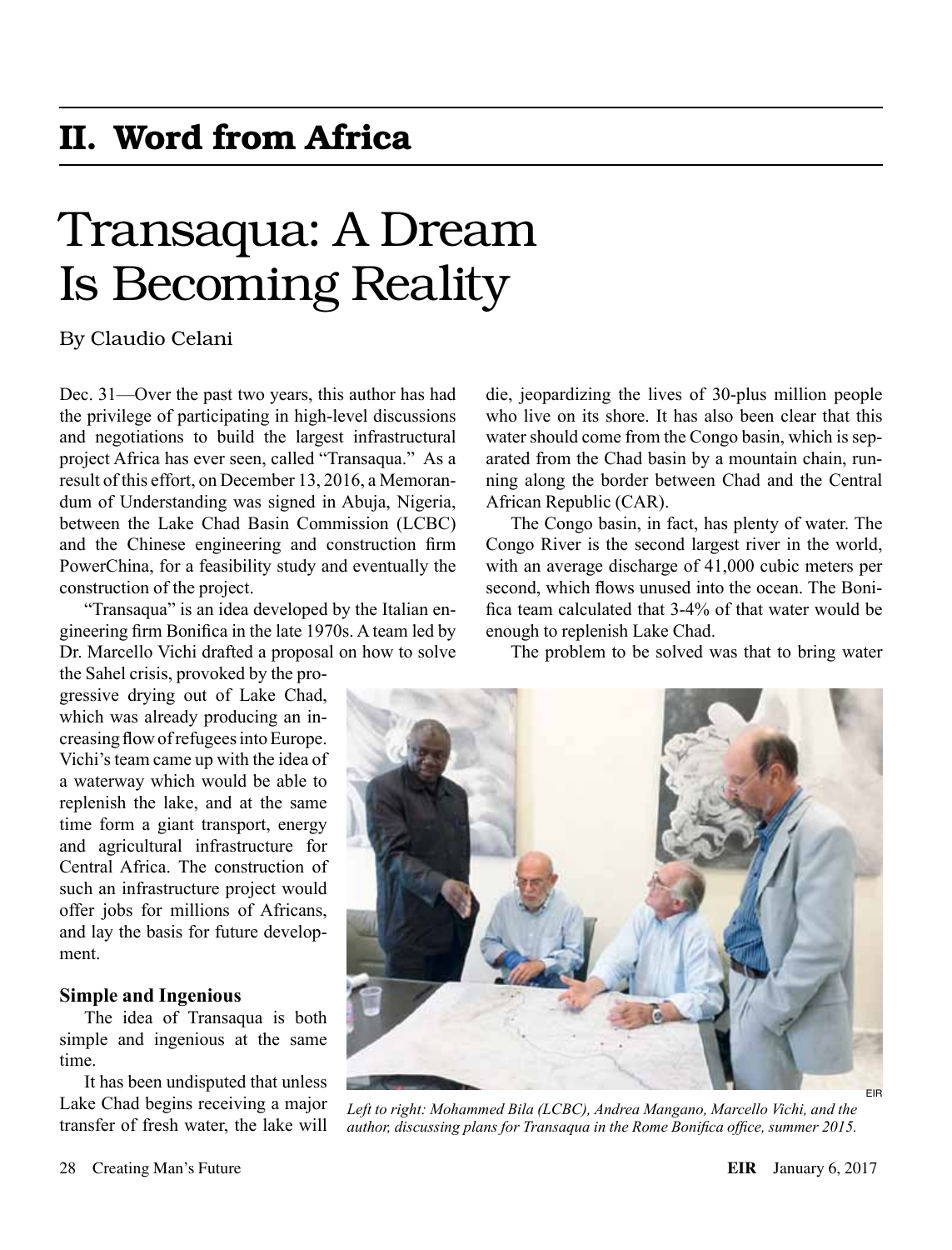## II. Word from Africa

# Transaqua: A Dream Is Becoming Reality

By Claudio Celani

Dec. 31—Over the past two years, this author has had the privilege of participating in high-level discussions and negotiations to build the largest infrastructural project Africa has ever seen, called "Transaqua." As a result of this effort, on December 13, 2016, a Memorandum of Understanding was signed in Abuja, Nigeria, between the Lake Chad Basin Commission (LCBC) and the Chinese engineering and construction firm PowerChina, for a feasibility study and eventually the construction of the project.

"Transaqua" is an idea developed by the Italian engineering firm Bonifica in the late 1970s. A team led by Dr. Marcello Vichi drafted a proposal on how to solve the Sahel crisis, provoked by the progressive drying out of Lake Chad, which was already producing an increasing flow of refugees into Europe. Vichi's team came up with the idea of a waterway which would be able to replenish the lake, and at the same time form a giant transport, energy and agricultural infrastructure for Central Africa. The construction of such an infrastructure project would offer jobs for millions of Africans, and lay the basis for future development.

### Simple and Ingenious

The idea of Transaqua is both simple and ingenious at the same time.

It has been undisputed that unless Lake Chad begins receiving a major transfer of fresh water, the lake will die, jeopardizing the lives of 30-plus million people who live on its shore. It has also been clear that this water should come from the Congo basin, which is separated from the Chad basin by a mountain chain, running along the border between Chad and the Central African Republic (CAR).

The Congo basin, in fact, has plenty of water. The Congo River is the second largest river in the world, with an average discharge of 41,000 cubic meters per second, which flows unused into the ocean. The Bonifica team calculated that 3-4% of that water would be enough to replenish Lake Chad.

The problem to be solved was that to bring water

*Left to right: Mohammed Bila (LCBC), Andrea Mangano, Marcello Vichi, and the author, discussing plans for Transaqua in the Rome Bonifica office, summer 2015.*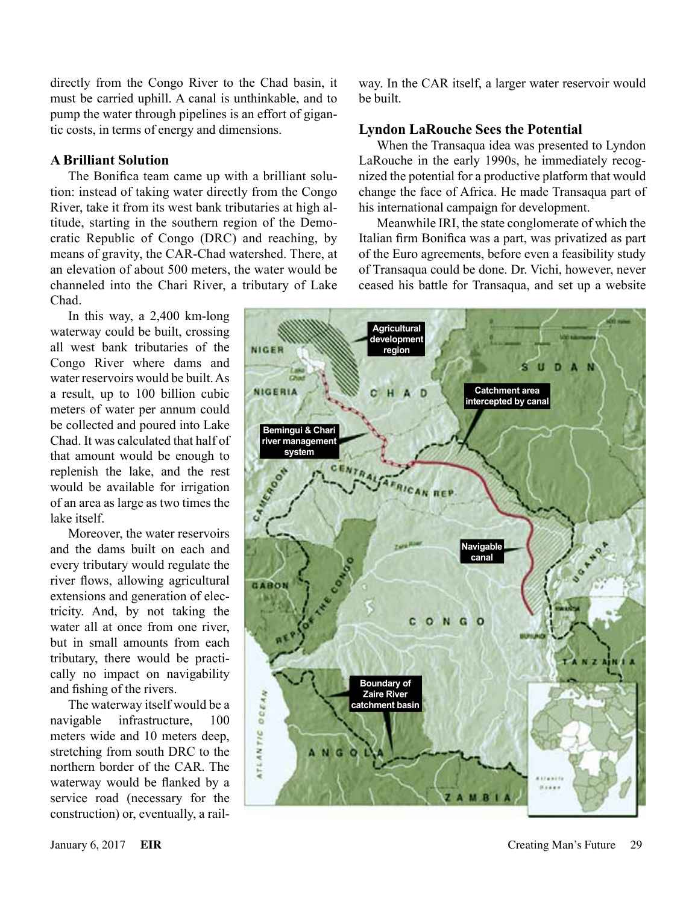directly from the Congo River to the Chad basin, it must be carried uphill. A canal is unthinkable, and to pump the water through pipelines is an effort of gigantic costs, in terms of energy and dimensions.

### A Brilliant Solution

The Bonifica team came up with a brilliant solution: instead of taking water directly from the Congo River, take it from its west bank tributaries at high altitude, starting in the southern region of the Democratic Republic of Congo (DRC) and reaching, by means of gravity, the CAR-Chad watershed. There, at an elevation of about 500 meters, the water would be channeled into the Chari River, a tributary of Lake Chad.

In this way, a 2,400 km-long waterway could be built, crossing all west bank tributaries of the Congo River where dams and water reservoirs would be built. As a result, up to 100 billion cubic meters of water per annum could be collected and poured into Lake Chad. It was calculated that half of that amount would be enough to replenish the lake, and the rest would be available for irrigation of an area as large as two times the lake itself.

Moreover, the water reservoirs and the dams built on each and every tributary would regulate the river flows, allowing agricultural extensions and generation of electricity. And, by not taking the water all at once from one river, but in small amounts from each tributary, there would be practically no impact on navigability and fishing of the rivers.

The waterway itself would be a navigable infrastructure, 100 meters wide and 10 meters deep, stretching from south DRC to the northern border of the CAR. The waterway would be flanked by a service road (necessary for the construction) or, eventually, a railway. In the CAR itself, a larger water reservoir would be built.

### Lyndon LaRouche Sees the Potential

When the Transaqua idea was presented to Lyndon LaRouche in the early 1990s, he immediately recognized the potential for a productive platform that would change the face of Africa. He made Transaqua part of his international campaign for development.

Meanwhile IRI, the state conglomerate of which the Italian firm Bonifica was a part, was privatized as part of the Euro agreements, before even a feasibility study of Transaqua could be done. Dr. Vichi, however, never ceased his battle for Transaqua, and set up a website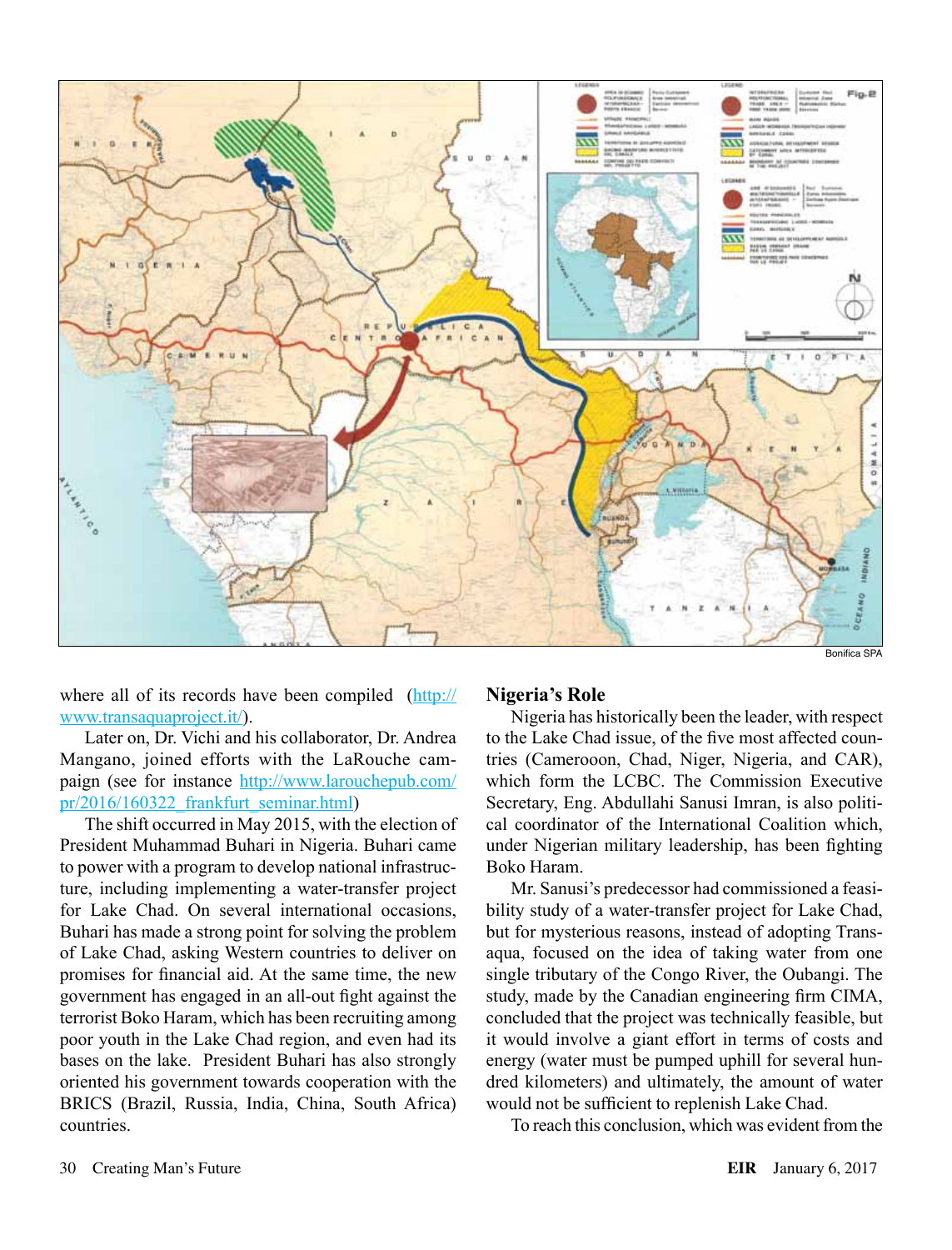Bonifica SPA

where all of its records have been compiled (http://www.transaquaproject.it/).

Later on, Dr. Vichi and his collaborator, Dr. Andrea Mangano, joined efforts with the LaRouche campaign (see for instance http://www.larouchepub.com/pr/2016/160322_frankfurt_seminar.html)

The shift occurred in May 2015, with the election of President Muhammad Buhari in Nigeria. Buhari came to power with a program to develop national infrastructure, including implementing a water-transfer project for Lake Chad. On several international occasions, Buhari has made a strong point for solving the problem of Lake Chad, asking Western countries to deliver on promises for financial aid. At the same time, the new government has engaged in an all-out fight against the terrorist Boko Haram, which has been recruiting among poor youth in the Lake Chad region, and even had its bases on the lake. President Buhari has also strongly oriented his government towards cooperation with the BRICS (Brazil, Russia, India, China, South Africa) countries.

## Nigeria's Role

Nigeria has historically been the leader, with respect to the Lake Chad issue, of the five most affected countries (Camerooon, Chad, Niger, Nigeria, and CAR), which form the LCBC. The Commission Executive Secretary, Eng. Abdullahi Sanusi Imran, is also political coordinator of the International Coalition which, under Nigerian military leadership, has been fighting Boko Haram.

Mr. Sanusi's predecessor had commissioned a feasibility study of a water-transfer project for Lake Chad, but for mysterious reasons, instead of adopting Transaqua, focused on the idea of taking water from one single tributary of the Congo River, the Oubangi. The study, made by the Canadian engineering firm CIMA, concluded that the project was technically feasible, but it would involve a giant effort in terms of costs and energy (water must be pumped uphill for several hundred kilometers) and ultimately, the amount of water would not be sufficient to replenish Lake Chad.

To reach this conclusion, which was evident from the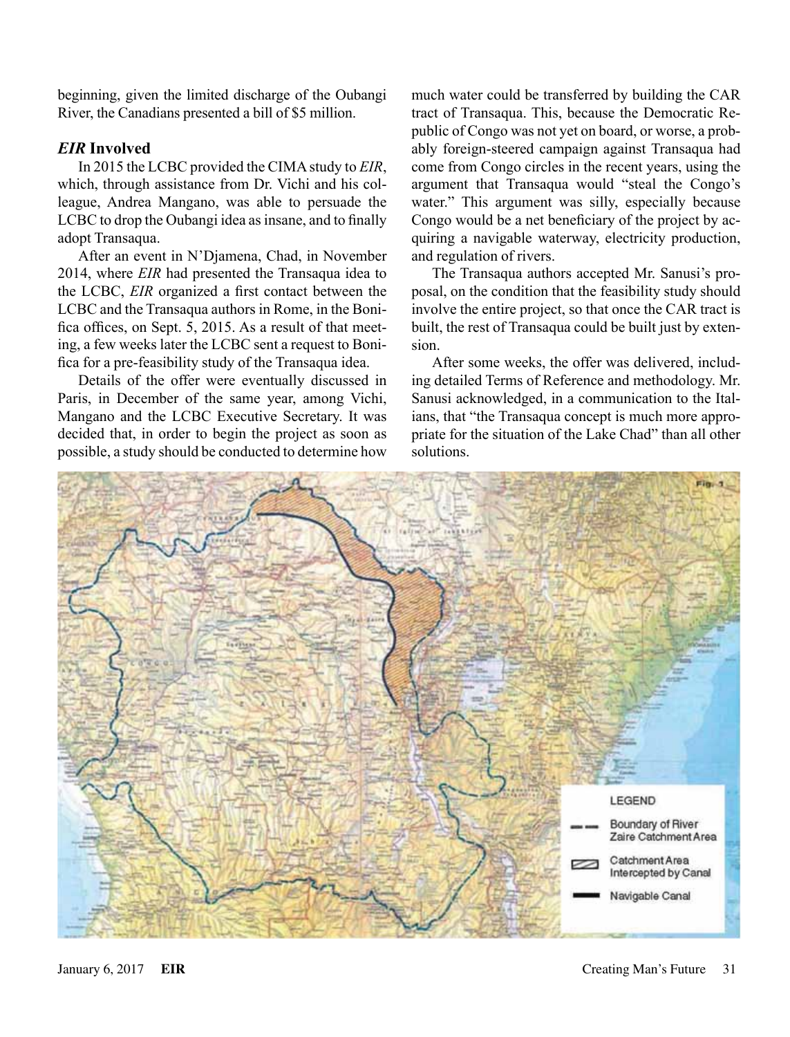beginning, given the limited discharge of the Oubangi River, the Canadians presented a bill of $5 million.

### *EIR* Involved

In 2015 the LCBC provided the CIMA study to *EIR*, which, through assistance from Dr. Vichi and his colleague, Andrea Mangano, was able to persuade the LCBC to drop the Oubangi idea as insane, and to finally adopt Transaqua.

After an event in N'Djamena, Chad, in November 2014, where *EIR* had presented the Transaqua idea to the LCBC, *EIR* organized a first contact between the LCBC and the Transaqua authors in Rome, in the Bonifica offices, on Sept. 5, 2015. As a result of that meeting, a few weeks later the LCBC sent a request to Bonifica for a pre-feasibility study of the Transaqua idea.

Details of the offer were eventually discussed in Paris, in December of the same year, among Vichi, Mangano and the LCBC Executive Secretary. It was decided that, in order to begin the project as soon as possible, a study should be conducted to determine how much water could be transferred by building the CAR tract of Transaqua. This, because the Democratic Republic of Congo was not yet on board, or worse, a probably foreign-steered campaign against Transaqua had come from Congo circles in the recent years, using the argument that Transaqua would "steal the Congo's water." This argument was silly, especially because Congo would be a net beneficiary of the project by acquiring a navigable waterway, electricity production, and regulation of rivers.

The Transaqua authors accepted Mr. Sanusi's proposal, on the condition that the feasibility study should involve the entire project, so that once the CAR tract is built, the rest of Transaqua could be built just by extension.

After some weeks, the offer was delivered, including detailed Terms of Reference and methodology. Mr. Sanusi acknowledged, in a communication to the Italians, that "the Transaqua concept is much more appropriate for the situation of the Lake Chad" than all other solutions.

Fig. 1

LEGEND
- Boundary of River Zaire Catchment Area
- Catchment Area Intercepted by Canal
- Navigable Canal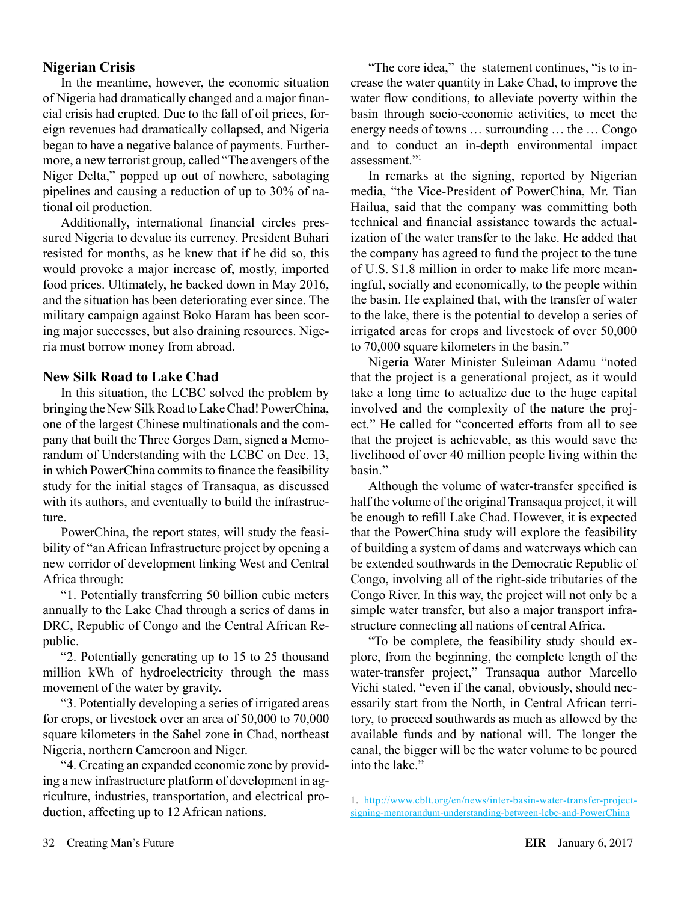## Nigerian Crisis

In the meantime, however, the economic situation of Nigeria had dramatically changed and a major financial crisis had erupted. Due to the fall of oil prices, foreign revenues had dramatically collapsed, and Nigeria began to have a negative balance of payments. Furthermore, a new terrorist group, called "The avengers of the Niger Delta," popped up out of nowhere, sabotaging pipelines and causing a reduction of up to 30% of national oil production.

Additionally, international financial circles pressured Nigeria to devalue its currency. President Buhari resisted for months, as he knew that if he did so, this would provoke a major increase of, mostly, imported food prices. Ultimately, he backed down in May 2016, and the situation has been deteriorating ever since. The military campaign against Boko Haram has been scoring major successes, but also draining resources. Nigeria must borrow money from abroad.

## New Silk Road to Lake Chad

In this situation, the LCBC solved the problem by bringing the New Silk Road to Lake Chad! PowerChina, one of the largest Chinese multinationals and the company that built the Three Gorges Dam, signed a Memorandum of Understanding with the LCBC on Dec. 13, in which PowerChina commits to finance the feasibility study for the initial stages of Transaqua, as discussed with its authors, and eventually to build the infrastructure.

PowerChina, the report states, will study the feasibility of "an African Infrastructure project by opening a new corridor of development linking West and Central Africa through:

"1. Potentially transferring 50 billion cubic meters annually to the Lake Chad through a series of dams in DRC, Republic of Congo and the Central African Republic.

"2. Potentially generating up to 15 to 25 thousand million kWh of hydroelectricity through the mass movement of the water by gravity.

"3. Potentially developing a series of irrigated areas for crops, or livestock over an area of 50,000 to 70,000 square kilometers in the Sahel zone in Chad, northeast Nigeria, northern Cameroon and Niger.

"4. Creating an expanded economic zone by providing a new infrastructure platform of development in agriculture, industries, transportation, and electrical production, affecting up to 12 African nations.

"The core idea," the statement continues, "is to increase the water quantity in Lake Chad, to improve the water flow conditions, to alleviate poverty within the basin through socio-economic activities, to meet the energy needs of towns … surrounding … the … Congo and to conduct an in-depth environmental impact assessment."[1]

In remarks at the signing, reported by Nigerian media, "the Vice-President of PowerChina, Mr. Tian Hailua, said that the company was committing both technical and financial assistance towards the actualization of the water transfer to the lake. He added that the company has agreed to fund the project to the tune of U.S. $1.8 million in order to make life more meaningful, socially and economically, to the people within the basin. He explained that, with the transfer of water to the lake, there is the potential to develop a series of irrigated areas for crops and livestock of over 50,000 to 70,000 square kilometers in the basin."

Nigeria Water Minister Suleiman Adamu "noted that the project is a generational project, as it would take a long time to actualize due to the huge capital involved and the complexity of the nature the project." He called for "concerted efforts from all to see that the project is achievable, as this would save the livelihood of over 40 million people living within the basin."

Although the volume of water-transfer specified is half the volume of the original Transaqua project, it will be enough to refill Lake Chad. However, it is expected that the PowerChina study will explore the feasibility of building a system of dams and waterways which can be extended southwards in the Democratic Republic of Congo, involving all of the right-side tributaries of the Congo River. In this way, the project will not only be a simple water transfer, but also a major transport infrastructure connecting all nations of central Africa.

"To be complete, the feasibility study should explore, from the beginning, the complete length of the water-transfer project," Transaqua author Marcello Vichi stated, "even if the canal, obviously, should necessarily start from the North, in Central African territory, to proceed southwards as much as allowed by the available funds and by national will. The longer the canal, the bigger will be the water volume to be poured into the lake."

---

1. http://www.cblt.org/en/news/inter-basin-water-transfer-project-signing-memorandum-understanding-between-lcbc-and-PowerChina